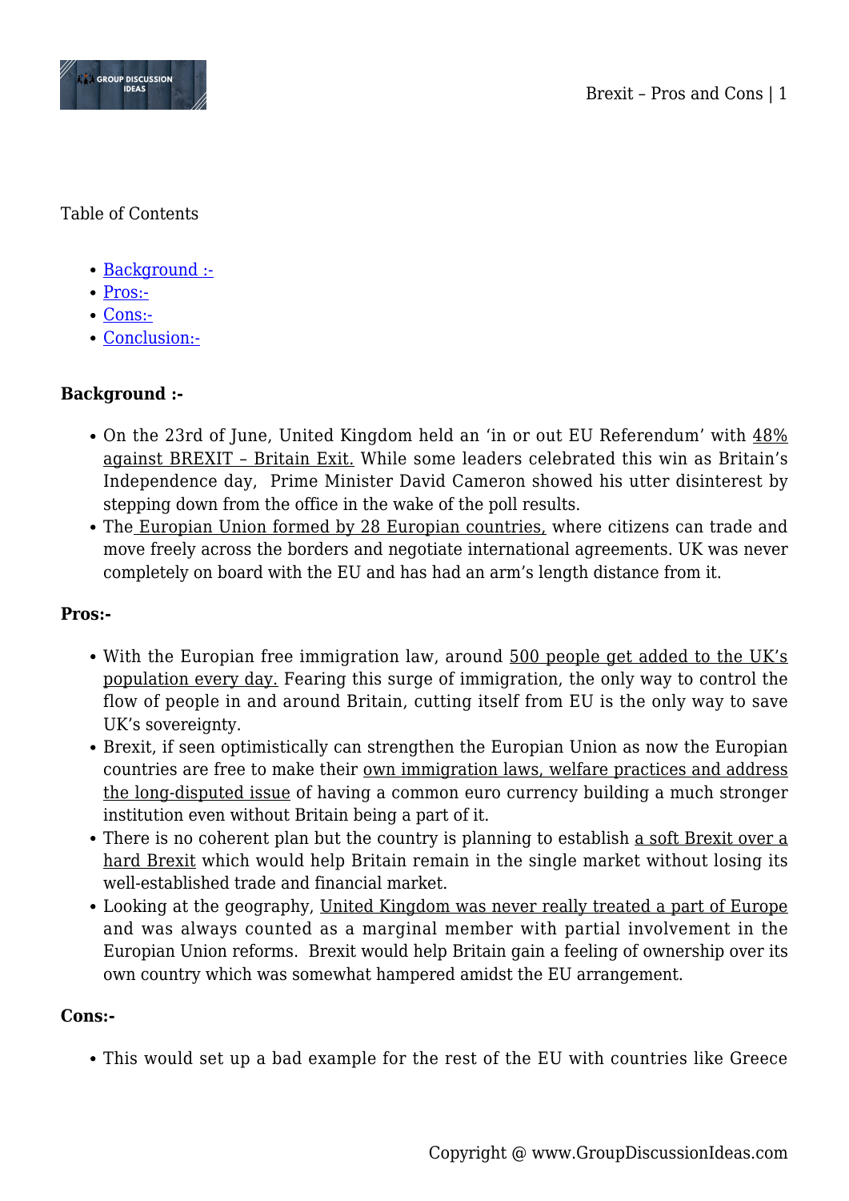Table of Contents

- Background :-
- Pros:-
- Cons:-
- Conclusion:-

**Background :-**

- On the 23rd of June, United Kingdom held an 'in or out EU Referendum' with 48% against BREXIT – Britain Exit. While some leaders celebrated this win as Britain's Independence day, Prime Minister David Cameron showed his utter disinterest by stepping down from the office in the wake of the poll results.
- The Europian Union formed by 28 Europian countries, where citizens can trade and move freely across the borders and negotiate international agreements. UK was never completely on board with the EU and has had an arm's length distance from it.

**Pros:-**

- With the Europian free immigration law, around 500 people get added to the UK's population every day. Fearing this surge of immigration, the only way to control the flow of people in and around Britain, cutting itself from EU is the only way to save UK's sovereignty.
- Brexit, if seen optimistically can strengthen the Europian Union as now the Europian countries are free to make their own immigration laws, welfare practices and address the long-disputed issue of having a common euro currency building a much stronger institution even without Britain being a part of it.
- There is no coherent plan but the country is planning to establish a soft Brexit over a hard Brexit which would help Britain remain in the single market without losing its well-established trade and financial market.
- Looking at the geography, United Kingdom was never really treated a part of Europe and was always counted as a marginal member with partial involvement in the Europian Union reforms. Brexit would help Britain gain a feeling of ownership over its own country which was somewhat hampered amidst the EU arrangement.

**Cons:-**

- This would set up a bad example for the rest of the EU with countries like Greece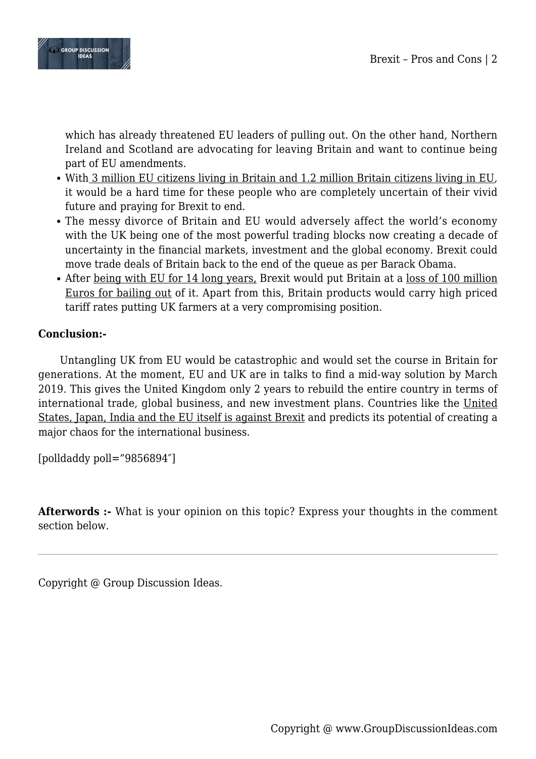which has already threatened EU leaders of pulling out. On the other hand, Northern Ireland and Scotland are advocating for leaving Britain and want to continue being part of EU amendments.

- With 3 million EU citizens living in Britain and 1.2 million Britain citizens living in EU, it would be a hard time for these people who are completely uncertain of their vivid future and praying for Brexit to end.
- The messy divorce of Britain and EU would adversely affect the world's economy with the UK being one of the most powerful trading blocks now creating a decade of uncertainty in the financial markets, investment and the global economy. Brexit could move trade deals of Britain back to the end of the queue as per Barack Obama.
- After being with EU for 14 long years, Brexit would put Britain at a loss of 100 million Euros for bailing out of it. Apart from this, Britain products would carry high priced tariff rates putting UK farmers at a very compromising position.

**Conclusion:-**

Untangling UK from EU would be catastrophic and would set the course in Britain for generations. At the moment, EU and UK are in talks to find a mid-way solution by March 2019. This gives the United Kingdom only 2 years to rebuild the entire country in terms of international trade, global business, and new investment plans. Countries like the United States, Japan, India and the EU itself is against Brexit and predicts its potential of creating a major chaos for the international business.

[polldaddy poll="9856894″]

**Afterwords :-** What is your opinion on this topic? Express your thoughts in the comment section below.

---

Copyright @ Group Discussion Ideas.